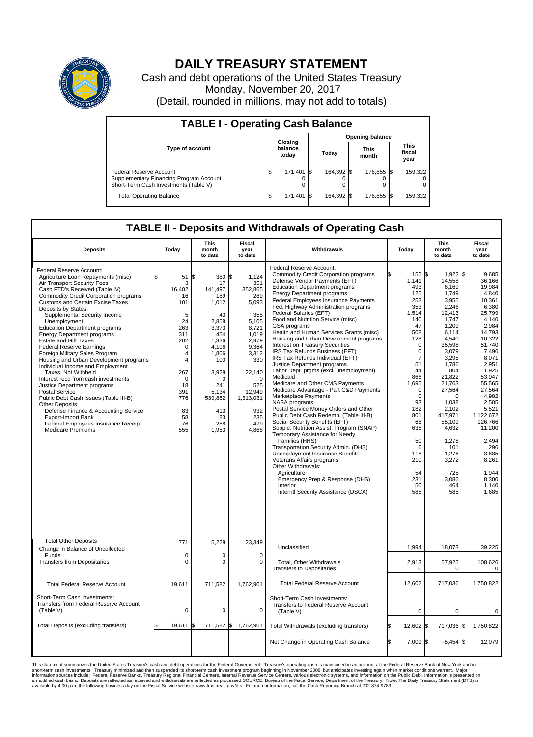# DAILY TREASURY STATEMENT

Cash and debt operations of the United States Treasury
Monday, November 20, 2017
(Detail, rounded in millions, may not add to totals)

## TABLE I - Operating Cash Balance

| Type of account | Closing balance today | Opening balance Today | Opening balance This month | Opening balance This fiscal year |
|---|---|---|---|---|
| Federal Reserve Account | $ 171,401 | $ 164,392 | $ 176,855 | $ 159,322 |
| Supplementary Financing Program Account | 0 | 0 | 0 | 0 |
| Short-Term Cash Investments (Table V) | 0 | 0 | 0 | 0 |
| Total Operating Balance | $ 171,401 | $ 164,392 | $ 176,855 | $ 159,322 |

## TABLE II - Deposits and Withdrawals of Operating Cash

| Deposits | Today | This month to date | Fiscal year to date |
|---|---|---|---|
| Federal Reserve Account: | | | |
| Agriculture Loan Repayments (misc) | $ 51 | $ 380 | $ 1,124 |
| Air Transport Security Fees | 3 | 17 | 351 |
| Cash FTD's Received (Table IV) | 16,402 | 141,497 | 352,865 |
| Commodity Credit Corporation programs | 16 | 189 | 289 |
| Customs and Certain Excise Taxes | 101 | 1,012 | 5,093 |
| Deposits by States: | | | |
| Supplemental Security Income | 5 | 43 | 355 |
| Unemployment | 24 | 2,858 | 5,105 |
| Education Department programs | 263 | 3,373 | 8,721 |
| Energy Department programs | 311 | 454 | 1,019 |
| Estate and Gift Taxes | 202 | 1,336 | 2,979 |
| Federal Reserve Earnings | 0 | 4,106 | 9,364 |
| Foreign Military Sales Program | 4 | 1,806 | 3,312 |
| Housing and Urban Development programs | 4 | 100 | 330 |
| Individual Income and Employment Taxes, Not Withheld | 267 | 3,928 | 22,140 |
| Interest recd from cash investments | 0 | 0 | 0 |
| Justice Department programs | 18 | 241 | 525 |
| Postal Service | 391 | 5,134 | 12,949 |
| Public Debt Cash Issues (Table III-B) | 776 | 539,882 | 1,313,031 |
| Other Deposits: | | | |
| Defense Finance & Accounting Service | 83 | 413 | 932 |
| Export-Import Bank | 58 | 83 | 235 |
| Federal Employees Insurance Receipt | 76 | 288 | 479 |
| Medicare Premiums | 555 | 1,953 | 4,868 |
| Total Other Deposits | 771 | 5,228 | 23,349 |
| Change in Balance of Uncollected Funds | 0 | 0 | 0 |
| Transfers from Depositaries | 0 | 0 | 0 |
| Total Federal Reserve Account | 19,611 | 711,582 | 1,762,901 |
| Short-Term Cash Investments: Transfers from Federal Reserve Account (Table V) | 0 | 0 | 0 |
| Total Deposits (excluding transfers) | $ 19,611 | $ 711,582 | $ 1,762,901 |

| Withdrawals | Today | This month to date | Fiscal year to date |
|---|---|---|---|
| Federal Reserve Account: | | | |
| Commodity Credit Corporation programs | $ 155 | $ 1,922 | $ 9,685 |
| Defense Vendor Payments (EFT) | 1,141 | 14,558 | 36,166 |
| Education Department programs | 493 | 6,169 | 19,984 |
| Energy Department programs | 125 | 1,749 | 4,840 |
| Federal Employees Insurance Payments | 253 | 3,955 | 10,361 |
| Fed. Highway Administration programs | 353 | 2,246 | 6,380 |
| Federal Salaries (EFT) | 1,514 | 12,413 | 25,799 |
| Food and Nutrition Service (misc) | 140 | 1,747 | 4,140 |
| GSA programs | 47 | 1,209 | 2,984 |
| Health and Human Services Grants (misc) | 508 | 6,114 | 14,793 |
| Housing and Urban Development programs | 128 | 4,540 | 10,322 |
| Interest on Treasury Securities | 0 | 35,598 | 51,740 |
| IRS Tax Refunds Business (EFT) | 0 | 3,079 | 7,496 |
| IRS Tax Refunds Individual (EFT) | 7 | 3,295 | 8,071 |
| Justice Department programs | 51 | 1,786 | 2,951 |
| Labor Dept. prgms (excl. unemployment) | 44 | 804 | 1,925 |
| Medicaid | 866 | 21,822 | 53,047 |
| Medicare and Other CMS Payments | 1,695 | 21,763 | 55,565 |
| Medicare Advantage - Part C&D Payments | 0 | 27,564 | 27,564 |
| Marketplace Payments | 0 | 0 | 4,982 |
| NASA programs | 93 | 1,038 | 2,505 |
| Postal Service Money Orders and Other | 182 | 2,102 | 5,521 |
| Public Debt Cash Redemp. (Table III-B) | 801 | 417,971 | 1,122,672 |
| Social Security Benefits (EFT) | 68 | 55,109 | 126,766 |
| Supple. Nutrition Assist. Program (SNAP) | 638 | 4,632 | 11,200 |
| Temporary Assistance for Needy Families (HHS) | 50 | 1,278 | 2,494 |
| Transportation Security Admin. (DHS) | 6 | 101 | 296 |
| Unemployment Insurance Benefits | 118 | 1,276 | 3,685 |
| Veterans Affairs programs | 210 | 3,272 | 8,261 |
| Other Withdrawals: | | | |
| Agriculture | 54 | 725 | 1,944 |
| Emergency Prep & Response (DHS) | 231 | 3,086 | 8,300 |
| Interior | 50 | 464 | 1,140 |
| Interntl Security Assistance (DSCA) | 585 | 585 | 1,685 |
| Unclassified | 1,994 | 18,073 | 39,225 |
| Total, Other Withdrawals | 2,913 | 57,925 | 108,626 |
| Transfers to Depositaries | 0 | 0 | 0 |
| Total Federal Reserve Account | 12,602 | 717,036 | 1,750,822 |
| Short-Term Cash Investments: Transfers to Federal Reserve Account (Table V) | 0 | 0 | 0 |
| Total Withdrawals (excluding transfers) | $ 12,602 | $ 717,036 | $ 1,750,822 |
| Net Change in Operating Cash Balance | $ 7,009 | $ -5,454 | $ 12,079 |

This statement summarizes the United States Treasury's cash and debt operations for the Federal Government. Treasury's operating cash is maintained in an account at the Federal Reserve Bank of New York and in short-term cash investments. Treasury minimized and then suspended its short-term cash investment program beginning in November 2008, but anticipates investing again when market conditions warrant. Major information sources include: Federal Reserve Banks, Treasury Regional Financial Centers, Internal Revenue Service Centers, various electronic systems, and information on the Public Debt. Information is presented on a modified cash basis. Deposits are reflected as received and withdrawals are reflected as processed.SOURCE: Bureau of the Fiscal Service, Department of the Treasury. Note: The Daily Treasury Statement (DTS) is available by 4:00 p.m. the following business day on the Fiscal Service website www.fms.treas.gov/dts. For more information, call the Cash Reporting Branch at 202-874-9789.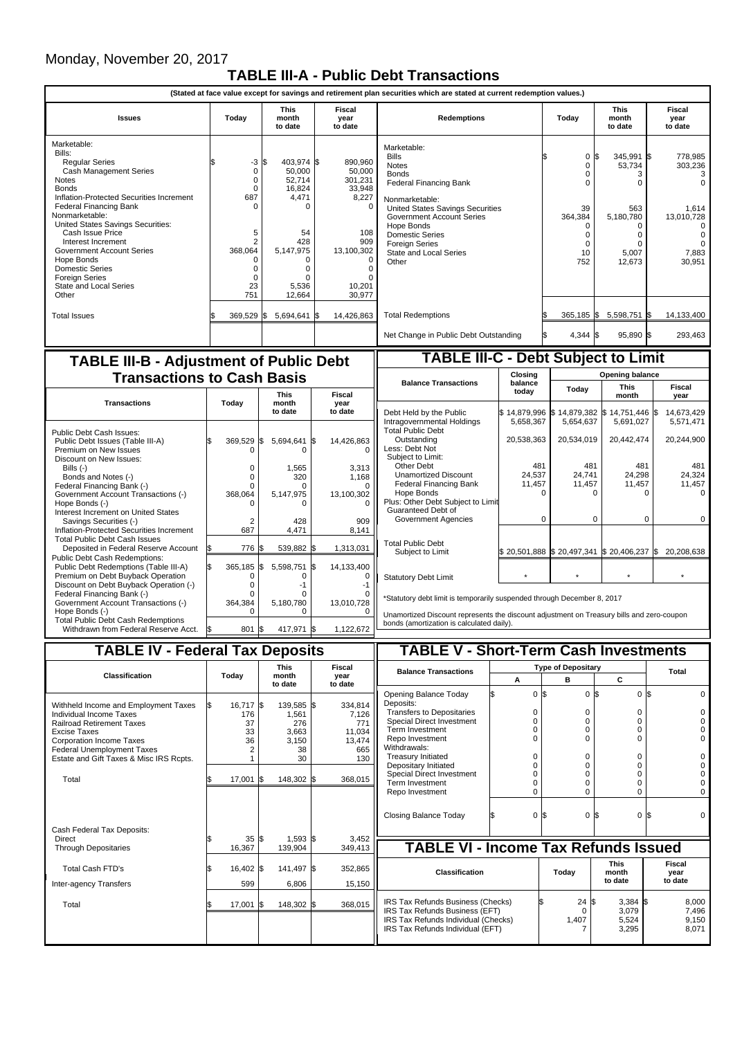Monday, November 20, 2017

# TABLE III-A - Public Debt Transactions

(Stated at face value except for savings and retirement plan securities which are stated at current redemption values.)

| Issues | Today | This month to date | Fiscal year to date |
|---|---|---|---|
| Marketable: | | | |
| Bills: | | | |
| Regular Series | $ -3 | $ 403,974 | $ 890,960 |
| Cash Management Series | 0 | 50,000 | 50,000 |
| Notes | 0 | 52,714 | 301,231 |
| Bonds | 0 | 16,824 | 33,948 |
| Inflation-Protected Securities Increment | 687 | 4,471 | 8,227 |
| Federal Financing Bank | 0 | 0 | 0 |
| Nonmarketable: | | | |
| United States Savings Securities: | | | |
| Cash Issue Price | 5 | 54 | 108 |
| Interest Increment | 2 | 428 | 909 |
| Government Account Series | 368,064 | 5,147,975 | 13,100,302 |
| Hope Bonds | 0 | 0 | 0 |
| Domestic Series | 0 | 0 | 0 |
| Foreign Series | 0 | 0 | 0 |
| State and Local Series | 23 | 5,536 | 10,201 |
| Other | 751 | 12,664 | 30,977 |
| Total Issues | $ 369,529 | $ 5,694,641 | $ 14,426,863 |

| Redemptions | Today | This month to date | Fiscal year to date |
|---|---|---|---|
| Marketable: | | | |
| Bills | $ 0 | $ 345,991 | $ 778,985 |
| Notes | 0 | 53,734 | 303,236 |
| Bonds | 0 | 3 | 3 |
| Federal Financing Bank | 0 | 0 | 0 |
| Nonmarketable: | | | |
| United States Savings Securities | 39 | 563 | 1,614 |
| Government Account Series | 364,384 | 5,180,780 | 13,010,728 |
| Hope Bonds | 0 | 0 | 0 |
| Domestic Series | 0 | 0 | 0 |
| Foreign Series | 0 | 0 | 0 |
| State and Local Series | 10 | 5,007 | 7,883 |
| Other | 752 | 12,673 | 30,951 |
| Total Redemptions | $ 365,185 | $ 5,598,751 | $ 14,133,400 |
| Net Change in Public Debt Outstanding | $ 4,344 | $ 95,890 | $ 293,463 |

# TABLE III-B - Adjustment of Public Debt Transactions to Cash Basis

| Transactions | Today | This month to date | Fiscal year to date |
|---|---|---|---|
| Public Debt Cash Issues: | | | |
| Public Debt Issues (Table III-A) | $ 369,529 | $ 5,694,641 | $ 14,426,863 |
| Premium on New Issues | 0 | 0 | 0 |
| Discount on New Issues: | | | |
| Bills (-) | 0 | 1,565 | 3,313 |
| Bonds and Notes (-) | 0 | 320 | 1,168 |
| Federal Financing Bank (-) | 0 | 0 | 0 |
| Government Account Transactions (-) | 368,064 | 5,147,975 | 13,100,302 |
| Hope Bonds (-) | 0 | 0 | 0 |
| Interest Increment on United States Savings Securities (-) | 2 | 428 | 909 |
| Inflation-Protected Securities Increment | 687 | 4,471 | 8,141 |
| Total Public Debt Cash Issues Deposited in Federal Reserve Account | $ 776 | $ 539,882 | $ 1,313,031 |
| Public Debt Cash Redemptions: | | | |
| Public Debt Redemptions (Table III-A) | $ 365,185 | $ 5,598,751 | $ 14,133,400 |
| Premium on Debt Buyback Operation | 0 | 0 | 0 |
| Discount on Debt Buyback Operation (-) | 0 | -1 | -1 |
| Federal Financing Bank (-) | 0 | 0 | 0 |
| Government Account Transactions (-) | 364,384 | 5,180,780 | 13,010,728 |
| Hope Bonds (-) | 0 | 0 | 0 |
| Total Public Debt Cash Redemptions Withdrawn from Federal Reserve Acct. | $ 801 | $ 417,971 | $ 1,122,672 |

# TABLE III-C - Debt Subject to Limit

| Balance Transactions | Closing balance today | Opening balance Today | Opening balance This month | Opening balance Fiscal year |
|---|---|---|---|---|
| Debt Held by the Public | $ 14,879,996 | $ 14,879,382 | $ 14,751,446 | $ 14,673,429 |
| Intragovernmental Holdings | 5,658,367 | 5,654,637 | 5,691,027 | 5,571,471 |
| Total Public Debt Outstanding | 20,538,363 | 20,534,019 | 20,442,474 | 20,244,900 |
| Less: Debt Not Subject to Limit: | | | | |
| Other Debt | 481 | 481 | 481 | 481 |
| Unamortized Discount | 24,537 | 24,741 | 24,298 | 24,324 |
| Federal Financing Bank | 11,457 | 11,457 | 11,457 | 11,457 |
| Hope Bonds | 0 | 0 | 0 | 0 |
| Plus: Other Debt Subject to Limit | | | | |
| Guaranteed Debt of Government Agencies | 0 | 0 | 0 | 0 |
| Total Public Debt Subject to Limit | $ 20,501,888 | $ 20,497,341 | $ 20,406,237 | $ 20,208,638 |
| Statutory Debt Limit | * | * | * | * |

*Statutory debt limit is temporarily suspended through December 8, 2017

Unamortized Discount represents the discount adjustment on Treasury bills and zero-coupon bonds (amortization is calculated daily).

# TABLE IV - Federal Tax Deposits

| Classification | Today | This month to date | Fiscal year to date |
|---|---|---|---|
| Withheld Income and Employment Taxes | $ 16,717 | $ 139,585 | $ 334,814 |
| Individual Income Taxes | 176 | 1,561 | 7,126 |
| Railroad Retirement Taxes | 37 | 276 | 771 |
| Excise Taxes | 33 | 3,663 | 11,034 |
| Corporation Income Taxes | 36 | 3,150 | 13,474 |
| Federal Unemployment Taxes | 2 | 38 | 665 |
| Estate and Gift Taxes & Misc IRS Rcpts. | 1 | 30 | 130 |
| Total | $ 17,001 | $ 148,302 | $ 368,015 |
| Cash Federal Tax Deposits: | | | |
| Direct | $ 35 | $ 1,593 | $ 3,452 |
| Through Depositaries | 16,367 | 139,904 | 349,413 |
| Total Cash FTD's | $ 16,402 | $ 141,497 | $ 352,865 |
| Inter-agency Transfers | 599 | 6,806 | 15,150 |
| Total | $ 17,001 | $ 148,302 | $ 368,015 |

# TABLE V - Short-Term Cash Investments

| Balance Transactions | Type of Depositary A | B | C | Total |
|---|---|---|---|---|
| Opening Balance Today | $ 0 | $ 0 | $ 0 | $ 0 |
| Deposits: | | | | |
| Transfers to Depositaries | 0 | 0 | 0 | 0 |
| Special Direct Investment | 0 | 0 | 0 | 0 |
| Term Investment | 0 | 0 | 0 | 0 |
| Repo Investment | 0 | 0 | 0 | 0 |
| Withdrawals: | | | | |
| Treasury Initiated | 0 | 0 | 0 | 0 |
| Depositary Initiated | 0 | 0 | 0 | 0 |
| Special Direct Investment | 0 | 0 | 0 | 0 |
| Term Investment | 0 | 0 | 0 | 0 |
| Repo Investment | 0 | 0 | 0 | 0 |
| Closing Balance Today | $ 0 | $ 0 | $ 0 | $ 0 |

# TABLE VI - Income Tax Refunds Issued

| Classification | Today | This month to date | Fiscal year to date |
|---|---|---|---|
| IRS Tax Refunds Business (Checks) | $ 24 | $ 3,384 | $ 8,000 |
| IRS Tax Refunds Business (EFT) | 0 | 3,079 | 7,496 |
| IRS Tax Refunds Individual (Checks) | 1,407 | 5,524 | 9,150 |
| IRS Tax Refunds Individual (EFT) | 7 | 3,295 | 8,071 |